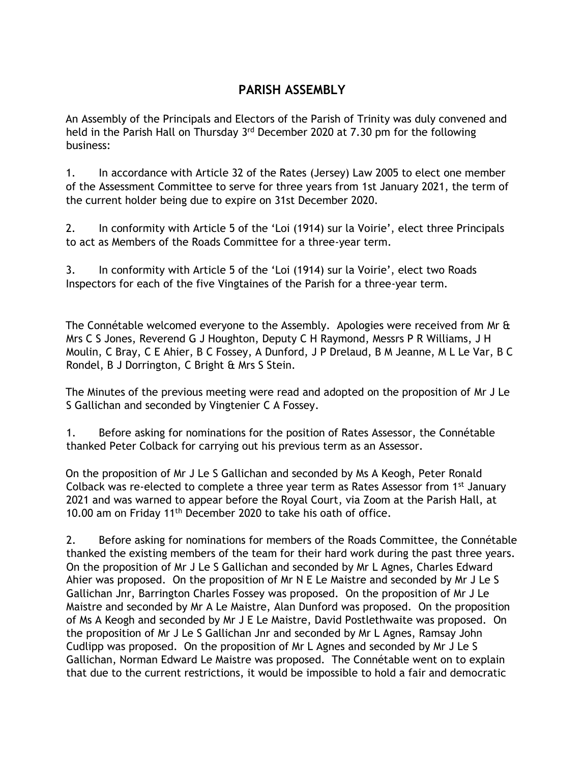# PARISH ASSEMBLY

An Assembly of the Principals and Electors of the Parish of Trinity was duly convened and held in the Parish Hall on Thursday 3rd December 2020 at 7.30 pm for the following business:

1. In accordance with Article 32 of the Rates (Jersey) Law 2005 to elect one member of the Assessment Committee to serve for three years from 1st January 2021, the term of the current holder being due to expire on 31st December 2020.

2. In conformity with Article 5 of the 'Loi (1914) sur la Voirie', elect three Principals to act as Members of the Roads Committee for a three-year term.

3. In conformity with Article 5 of the 'Loi (1914) sur la Voirie', elect two Roads Inspectors for each of the five Vingtaines of the Parish for a three-year term.

The Connétable welcomed everyone to the Assembly. Apologies were received from Mr & Mrs C S Jones, Reverend G J Houghton, Deputy C H Raymond, Messrs P R Williams, J H Moulin, C Bray, C E Ahier, B C Fossey, A Dunford, J P Drelaud, B M Jeanne, M L Le Var, B C Rondel, B J Dorrington, C Bright & Mrs S Stein.

The Minutes of the previous meeting were read and adopted on the proposition of Mr J Le S Gallichan and seconded by Vingtenier C A Fossey.

1. Before asking for nominations for the position of Rates Assessor, the Connétable thanked Peter Colback for carrying out his previous term as an Assessor.

On the proposition of Mr J Le S Gallichan and seconded by Ms A Keogh, Peter Ronald Colback was re-elected to complete a three year term as Rates Assessor from 1st January 2021 and was warned to appear before the Royal Court, via Zoom at the Parish Hall, at 10.00 am on Friday 11th December 2020 to take his oath of office.

2. Before asking for nominations for members of the Roads Committee, the Connétable thanked the existing members of the team for their hard work during the past three years. On the proposition of Mr J Le S Gallichan and seconded by Mr L Agnes, Charles Edward Ahier was proposed. On the proposition of Mr N E Le Maistre and seconded by Mr J Le S Gallichan Jnr, Barrington Charles Fossey was proposed. On the proposition of Mr J Le Maistre and seconded by Mr A Le Maistre, Alan Dunford was proposed. On the proposition of Ms A Keogh and seconded by Mr J E Le Maistre, David Postlethwaite was proposed. On the proposition of Mr J Le S Gallichan Jnr and seconded by Mr L Agnes, Ramsay John Cudlipp was proposed. On the proposition of Mr L Agnes and seconded by Mr J Le S Gallichan, Norman Edward Le Maistre was proposed. The Connétable went on to explain that due to the current restrictions, it would be impossible to hold a fair and democratic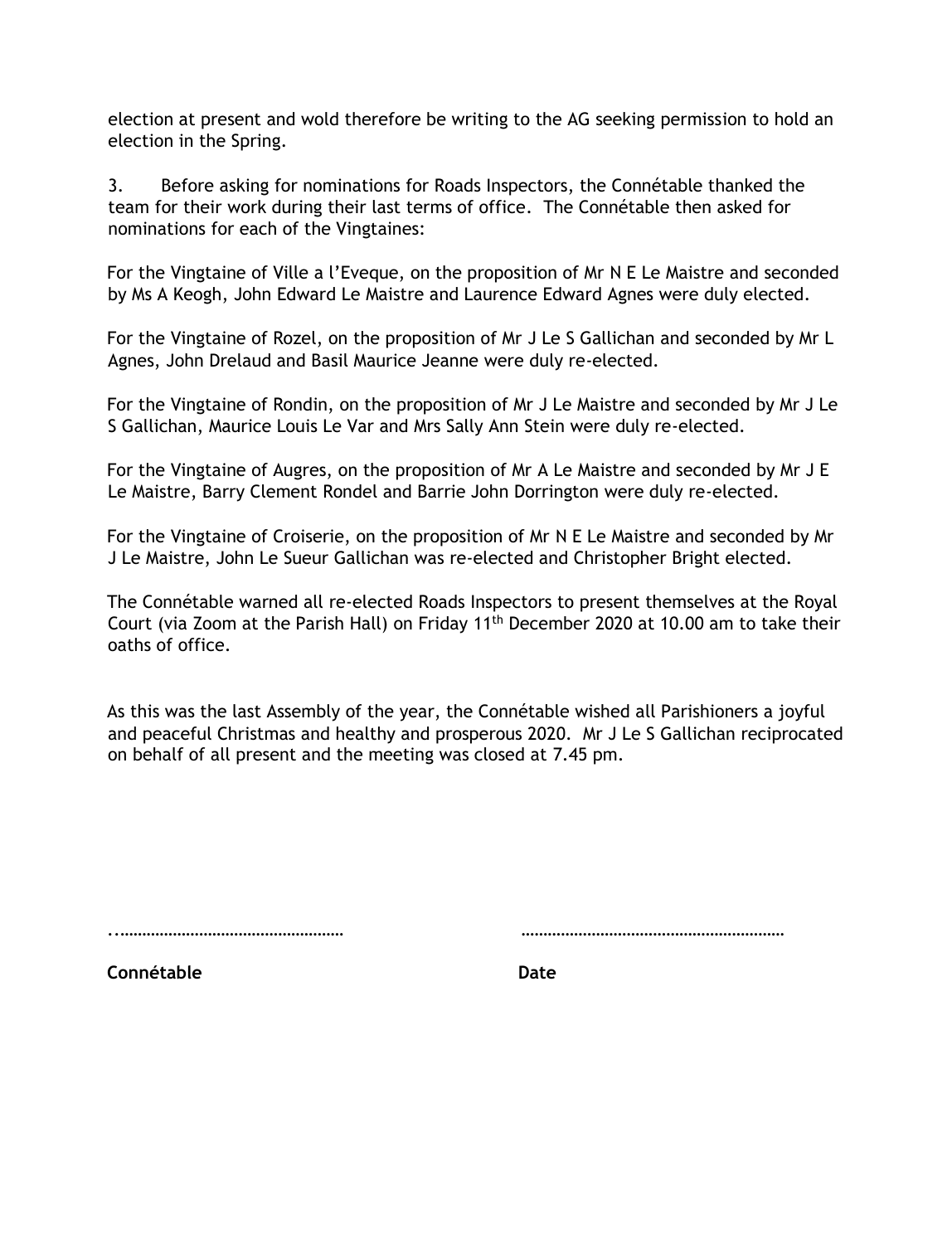election at present and wold therefore be writing to the AG seeking permission to hold an election in the Spring.

3. Before asking for nominations for Roads Inspectors, the Connétable thanked the team for their work during their last terms of office. The Connétable then asked for nominations for each of the Vingtaines:

For the Vingtaine of Ville a l'Eveque, on the proposition of Mr N E Le Maistre and seconded by Ms A Keogh, John Edward Le Maistre and Laurence Edward Agnes were duly elected.

For the Vingtaine of Rozel, on the proposition of Mr J Le S Gallichan and seconded by Mr L Agnes, John Drelaud and Basil Maurice Jeanne were duly re-elected.

For the Vingtaine of Rondin, on the proposition of Mr J Le Maistre and seconded by Mr J Le S Gallichan, Maurice Louis Le Var and Mrs Sally Ann Stein were duly re-elected.

For the Vingtaine of Augres, on the proposition of Mr A Le Maistre and seconded by Mr J E Le Maistre, Barry Clement Rondel and Barrie John Dorrington were duly re-elected.

For the Vingtaine of Croiserie, on the proposition of Mr N E Le Maistre and seconded by Mr J Le Maistre, John Le Sueur Gallichan was re-elected and Christopher Bright elected.

The Connétable warned all re-elected Roads Inspectors to present themselves at the Royal Court (via Zoom at the Parish Hall) on Friday 11th December 2020 at 10.00 am to take their oaths of office.

As this was the last Assembly of the year, the Connétable wished all Parishioners a joyful and peaceful Christmas and healthy and prosperous 2020. Mr J Le S Gallichan reciprocated on behalf of all present and the meeting was closed at 7.45 pm.

…………………………………………… ……………………………………………………

**Connétable** **Date**